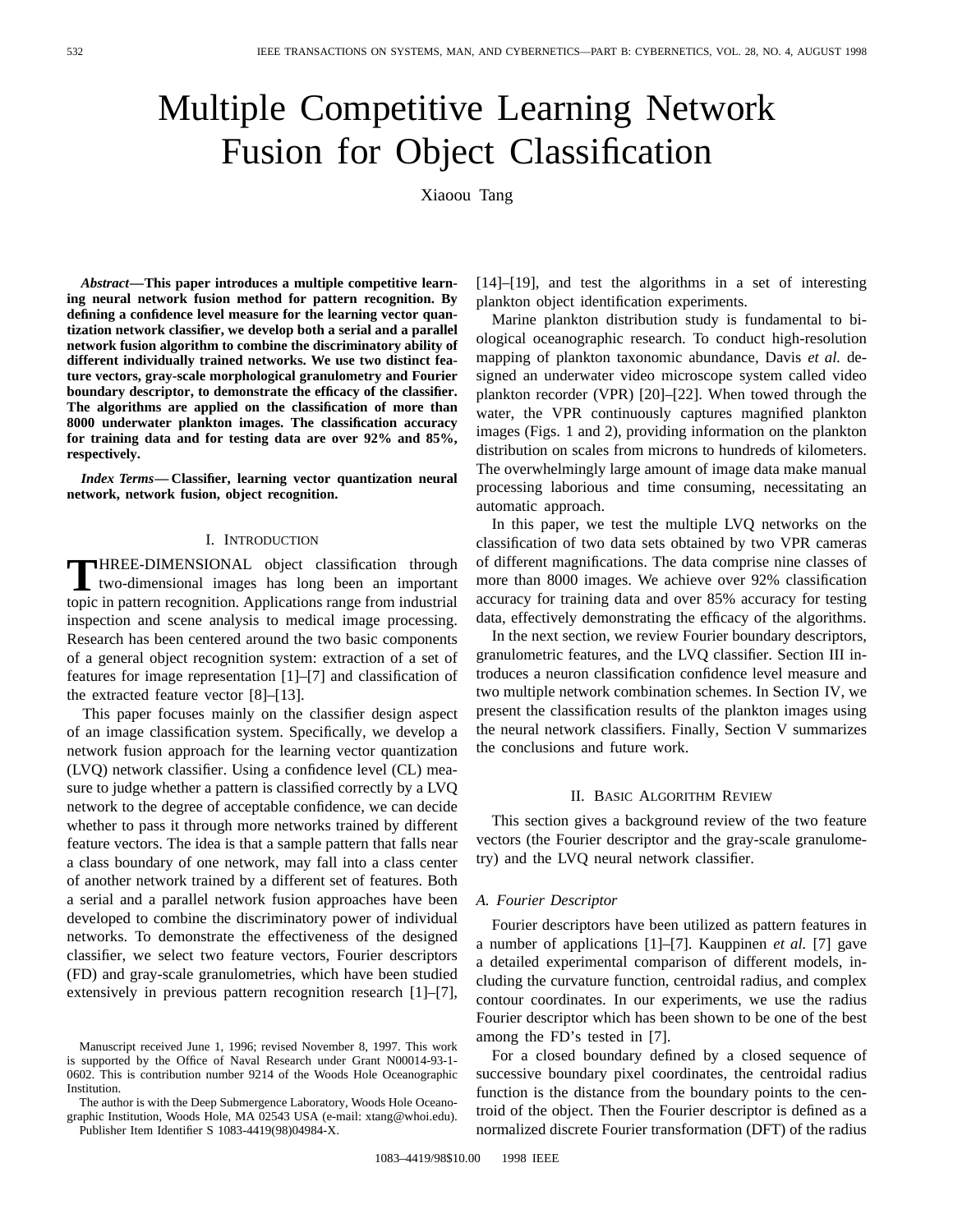# Multiple Competitive Learning Network Fusion for Object Classification

Xiaoou Tang

***Abstract*—This paper introduces a multiple competitive learning neural network fusion method for pattern recognition. By defining a confidence level measure for the learning vector quantization network classifier, we develop both a serial and a parallel network fusion algorithm to combine the discriminatory ability of different individually trained networks. We use two distinct feature vectors, gray-scale morphological granulometry and Fourier boundary descriptor, to demonstrate the efficacy of the classifier. The algorithms are applied on the classification of more than 8000 underwater plankton images. The classification accuracy for training data and for testing data are over 92% and 85%, respectively.**

***Index Terms*— Classifier, learning vector quantization neural network, network fusion, object recognition.**

## I. Introduction

THREE-DIMENSIONAL object classification through two-dimensional images has long been an important topic in pattern recognition. Applications range from industrial inspection and scene analysis to medical image processing. Research has been centered around the two basic components of a general object recognition system: extraction of a set of features for image representation [1]–[7] and classification of the extracted feature vector [8]–[13].

This paper focuses mainly on the classifier design aspect of an image classification system. Specifically, we develop a network fusion approach for the learning vector quantization (LVQ) network classifier. Using a confidence level (CL) measure to judge whether a pattern is classified correctly by a LVQ network to the degree of acceptable confidence, we can decide whether to pass it through more networks trained by different feature vectors. The idea is that a sample pattern that falls near a class boundary of one network, may fall into a class center of another network trained by a different set of features. Both a serial and a parallel network fusion approaches have been developed to combine the discriminatory power of individual networks. To demonstrate the effectiveness of the designed classifier, we select two feature vectors, Fourier descriptors (FD) and gray-scale granulometries, which have been studied extensively in previous pattern recognition research [1]–[7], [14]–[19], and test the algorithms in a set of interesting plankton object identification experiments.

Marine plankton distribution study is fundamental to biological oceanographic research. To conduct high-resolution mapping of plankton taxonomic abundance, Davis *et al.* designed an underwater video microscope system called video plankton recorder (VPR) [20]–[22]. When towed through the water, the VPR continuously captures magnified plankton images (Figs. 1 and 2), providing information on the plankton distribution on scales from microns to hundreds of kilometers. The overwhelmingly large amount of image data make manual processing laborious and time consuming, necessitating an automatic approach.

In this paper, we test the multiple LVQ networks on the classification of two data sets obtained by two VPR cameras of different magnifications. The data comprise nine classes of more than 8000 images. We achieve over 92% classification accuracy for training data and over 85% accuracy for testing data, effectively demonstrating the efficacy of the algorithms.

In the next section, we review Fourier boundary descriptors, granulometric features, and the LVQ classifier. Section III introduces a neuron classification confidence level measure and two multiple network combination schemes. In Section IV, we present the classification results of the plankton images using the neural network classifiers. Finally, Section V summarizes the conclusions and future work.

## II. Basic Algorithm Review

This section gives a background review of the two feature vectors (the Fourier descriptor and the gray-scale granulometry) and the LVQ neural network classifier.

### A. Fourier Descriptor

Fourier descriptors have been utilized as pattern features in a number of applications [1]–[7]. Kauppinen *et al.* [7] gave a detailed experimental comparison of different models, including the curvature function, centroidal radius, and complex contour coordinates. In our experiments, we use the radius Fourier descriptor which has been shown to be one of the best among the FD's tested in [7].

For a closed boundary defined by a closed sequence of successive boundary pixel coordinates, the centroidal radius function is the distance from the boundary points to the centroid of the object. Then the Fourier descriptor is defined as a normalized discrete Fourier transformation (DFT) of the radius

---

Manuscript received June 1, 1996; revised November 8, 1997. This work is supported by the Office of Naval Research under Grant N00014-93-1-0602. This is contribution number 9214 of the Woods Hole Oceanographic Institution.

The author is with the Deep Submergence Laboratory, Woods Hole Oceanographic Institution, Woods Hole, MA 02543 USA (e-mail: xtang@whoi.edu).

Publisher Item Identifier S 1083-4419(98)04984-X.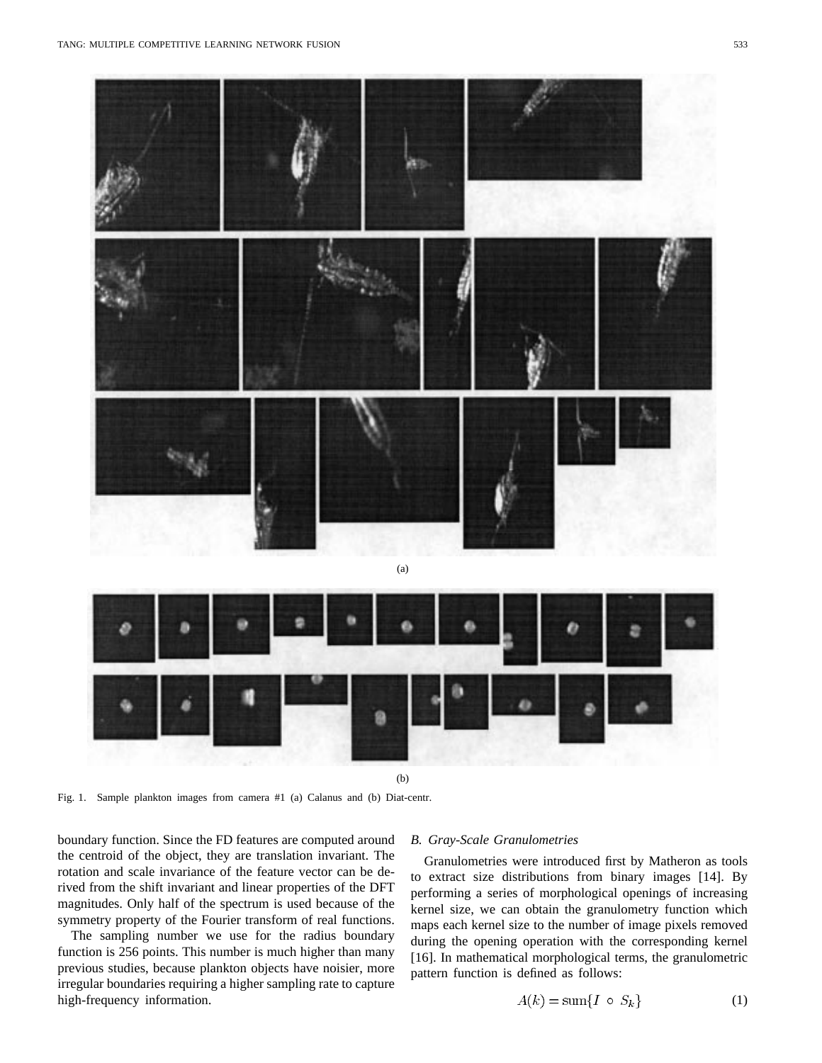(a)

(b)

Fig. 1. Sample plankton images from camera #1 (a) Calanus and (b) Diat-centr.

boundary function. Since the FD features are computed around the centroid of the object, they are translation invariant. The rotation and scale invariance of the feature vector can be derived from the shift invariant and linear properties of the DFT magnitudes. Only half of the spectrum is used because of the symmetry property of the Fourier transform of real functions.

The sampling number we use for the radius boundary function is 256 points. This number is much higher than many previous studies, because plankton objects have noisier, more irregular boundaries requiring a higher sampling rate to capture high-frequency information.

### B. Gray-Scale Granulometries

Granulometries were introduced first by Matheron as tools to extract size distributions from binary images [14]. By performing a series of morphological openings of increasing kernel size, we can obtain the granulometry function which maps each kernel size to the number of image pixels removed during the opening operation with the corresponding kernel [16]. In mathematical morphological terms, the granulometric pattern function is defined as follows:

$$A(k) = \text{sum}\{I \circ S_k\} \tag{1}$$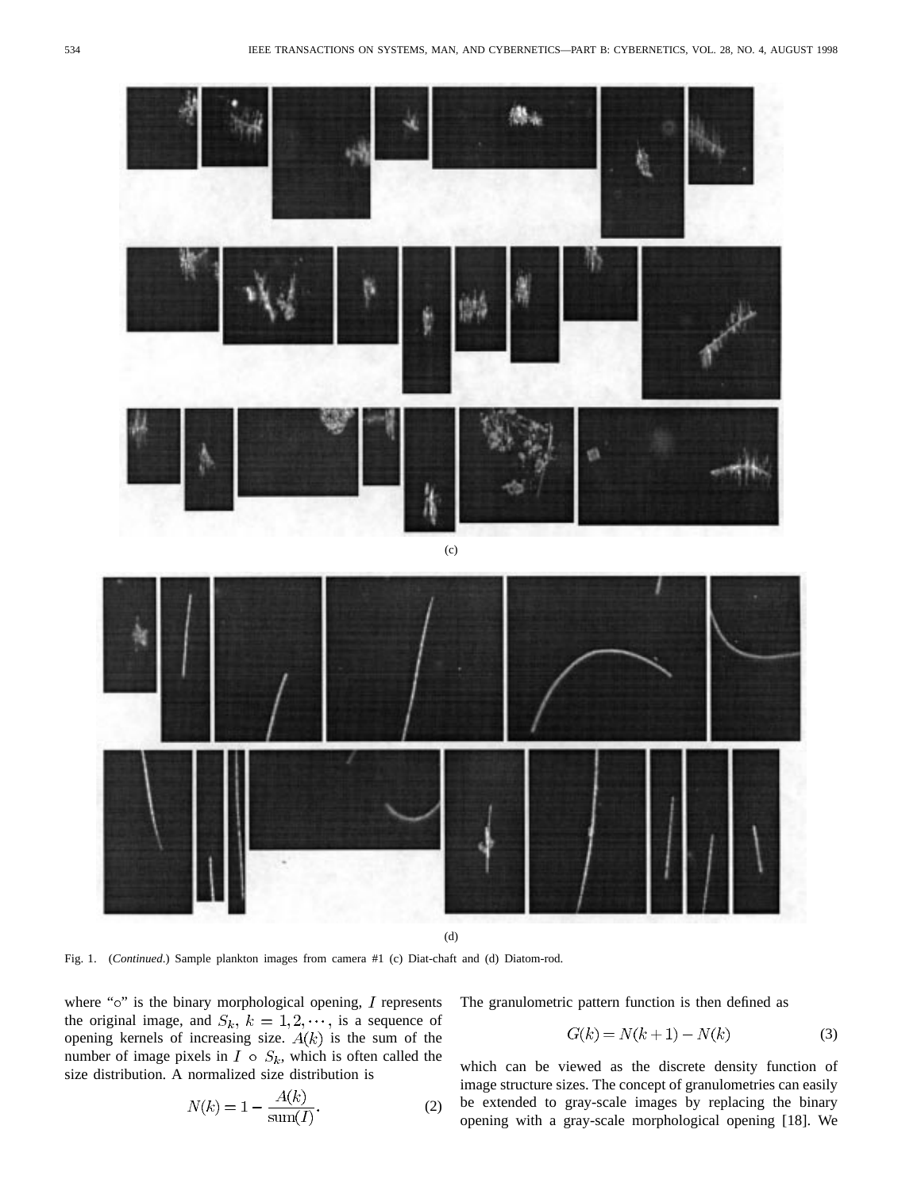(c)

(d)

Fig. 1. (*Continued*.) Sample plankton images from camera #1 (c) Diat-chaft and (d) Diatom-rod.

where "$\circ$" is the binary morphological opening, $I$ represents the original image, and $S_k,\ k = 1, 2, \cdots$, is a sequence of opening kernels of increasing size. $A(k)$ is the sum of the number of image pixels in $I \circ S_k$, which is often called the size distribution. A normalized size distribution is

$$N(k) = 1 - \frac{A(k)}{\mathrm{sum}(I)}. \tag{2}$$

The granulometric pattern function is then defined as

$$G(k) = N(k+1) - N(k) \tag{3}$$

which can be viewed as the discrete density function of image structure sizes. The concept of granulometries can easily be extended to gray-scale images by replacing the binary opening with a gray-scale morphological opening [18]. We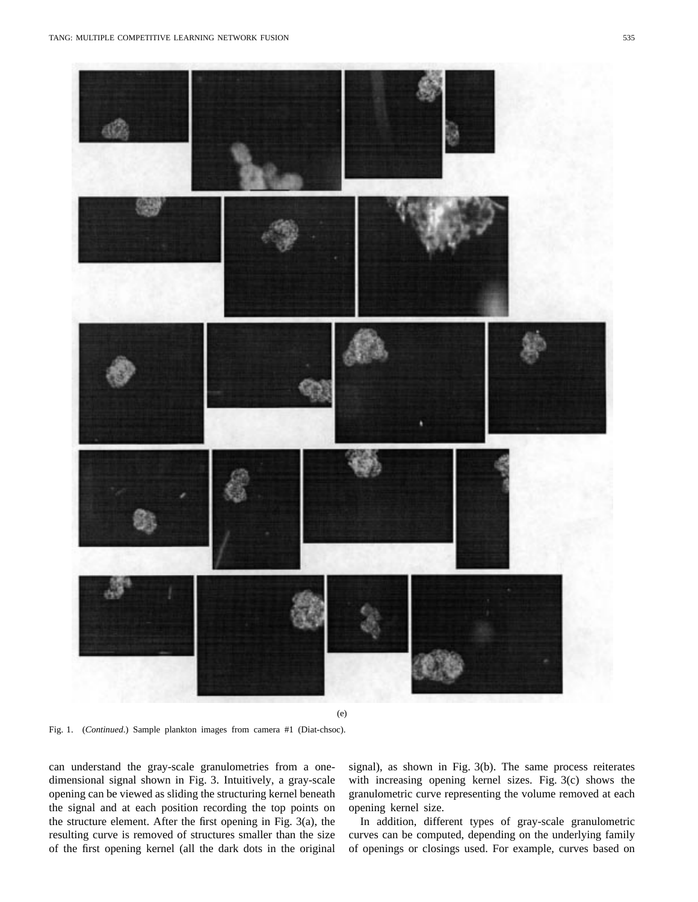(e)

Fig. 1. (*Continued*.) Sample plankton images from camera #1 (Diat-chsoc).

can understand the gray-scale granulometries from a one-dimensional signal shown in Fig. 3. Intuitively, a gray-scale opening can be viewed as sliding the structuring kernel beneath the signal and at each position recording the top points on the structure element. After the first opening in Fig. 3(a), the resulting curve is removed of structures smaller than the size of the first opening kernel (all the dark dots in the original signal), as shown in Fig. 3(b). The same process reiterates with increasing opening kernel sizes. Fig. 3(c) shows the granulometric curve representing the volume removed at each opening kernel size.

In addition, different types of gray-scale granulometric curves can be computed, depending on the underlying family of openings or closings used. For example, curves based on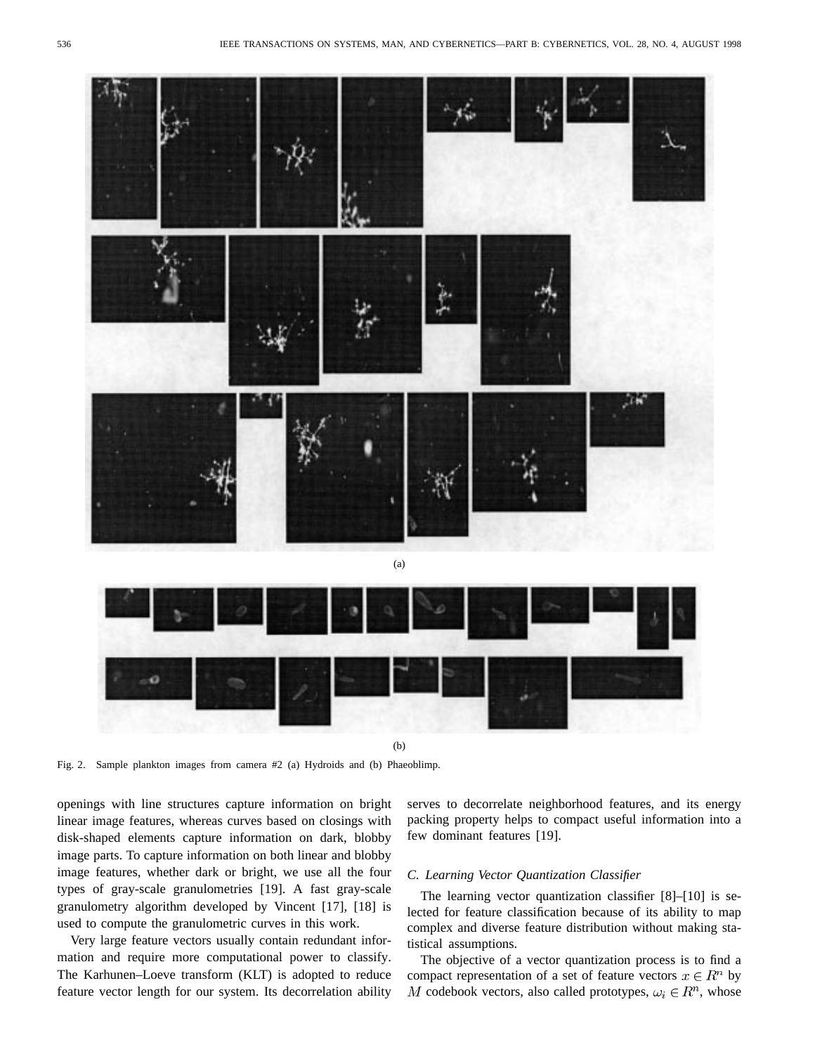(a)

(b)

Fig. 2. Sample plankton images from camera #2 (a) Hydroids and (b) Phaeoblimp.

openings with line structures capture information on bright linear image features, whereas curves based on closings with disk-shaped elements capture information on dark, blobby image parts. To capture information on both linear and blobby image features, whether dark or bright, we use all the four types of gray-scale granulometries [19]. A fast gray-scale granulometry algorithm developed by Vincent [17], [18] is used to compute the granulometric curves in this work.

Very large feature vectors usually contain redundant information and require more computational power to classify. The Karhunen–Loeve transform (KLT) is adopted to reduce feature vector length for our system. Its decorrelation ability serves to decorrelate neighborhood features, and its energy packing property helps to compact useful information into a few dominant features [19].

### C. Learning Vector Quantization Classifier

The learning vector quantization classifier [8]–[10] is selected for feature classification because of its ability to map complex and diverse feature distribution without making statistical assumptions.

The objective of a vector quantization process is to find a compact representation of a set of feature vectors $x \in R^n$ by $M$ codebook vectors, also called prototypes, $\omega_i \in R^n$, whose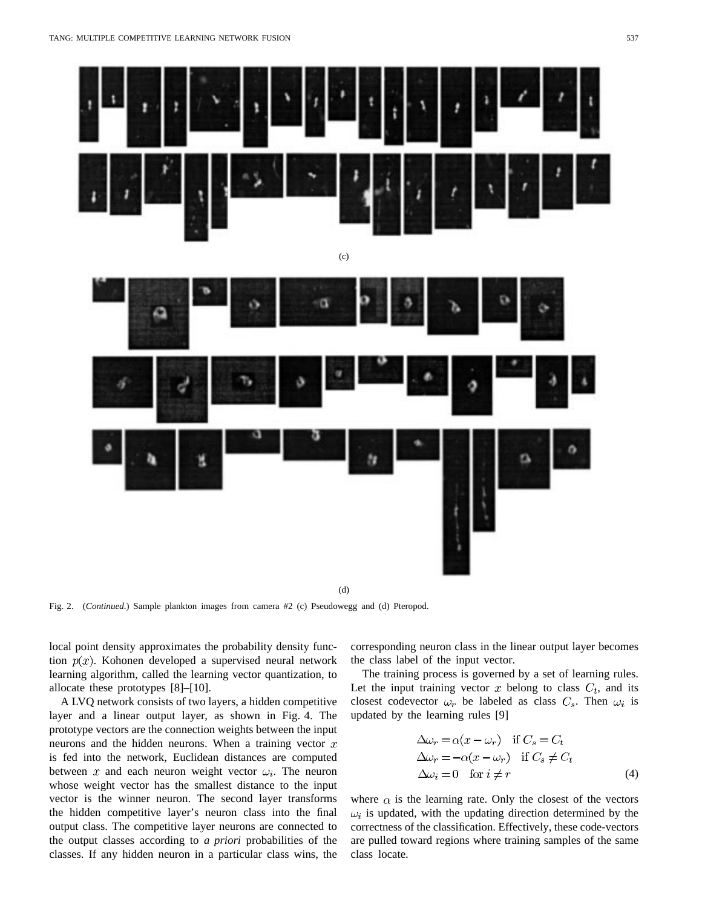(c)

(d)

Fig. 2. (*Continued*.) Sample plankton images from camera #2 (c) Pseudowegg and (d) Pteropod.

local point density approximates the probability density function $p(x)$. Kohonen developed a supervised neural network learning algorithm, called the learning vector quantization, to allocate these prototypes [8]–[10].

A LVQ network consists of two layers, a hidden competitive layer and a linear output layer, as shown in Fig. 4. The prototype vectors are the connection weights between the input neurons and the hidden neurons. When a training vector $x$ is fed into the network, Euclidean distances are computed between $x$ and each neuron weight vector $\omega_i$. The neuron whose weight vector has the smallest distance to the input vector is the winner neuron. The second layer transforms the hidden competitive layer's neuron class into the final output class. The competitive layer neurons are connected to the output classes according to *a priori* probabilities of the classes. If any hidden neuron in a particular class wins, the corresponding neuron class in the linear output layer becomes the class label of the input vector.

The training process is governed by a set of learning rules. Let the input training vector $x$ belong to class $C_t$, and its closest codevector $\omega_r$ be labeled as class $C_s$. Then $\omega_i$ is updated by the learning rules [9]

$$
\begin{aligned}
\Delta\omega_r &= \alpha(x - \omega_r) \quad \text{if } C_s = C_t \\
\Delta\omega_r &= -\alpha(x - \omega_r) \quad \text{if } C_s \neq C_t \\
\Delta\omega_i &= 0 \quad \text{for } i \neq r
\end{aligned}
\tag{4}
$$

where $\alpha$ is the learning rate. Only the closest of the vectors $\omega_i$ is updated, with the updating direction determined by the correctness of the classification. Effectively, these code-vectors are pulled toward regions where training samples of the same class locate.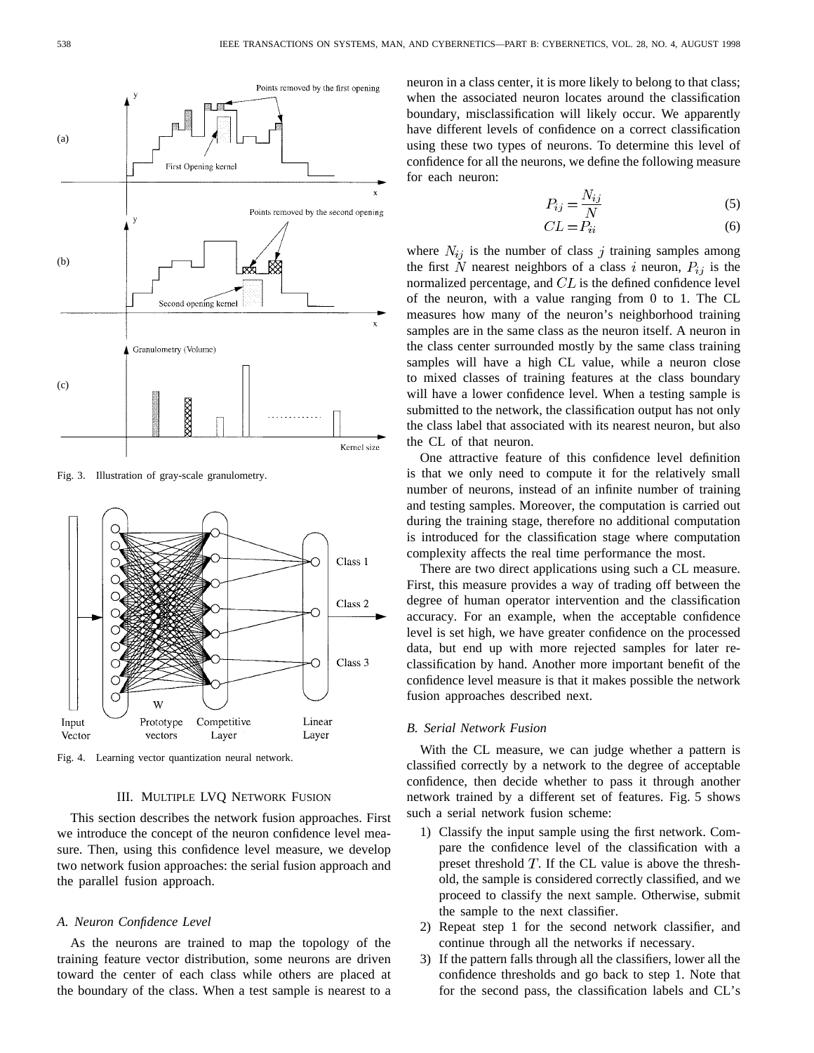Points removed by the first opening

y

(a)

First Opening kernel

x

Points removed by the second opening

y

(b)

Second opening kernel

x

Granulometry (Volume)

(c)

Kernel size

Fig. 3. Illustration of gray-scale granulometry.

Input Vector

Prototype vectors

W

Competitive Layer

Linear Layer

Class 1

Class 2

Class 3

Fig. 4. Learning vector quantization neural network.

## III. Multiple LVQ Network Fusion

This section describes the network fusion approaches. First we introduce the concept of the neuron confidence level measure. Then, using this confidence level measure, we develop two network fusion approaches: the serial fusion approach and the parallel fusion approach.

### *A. Neuron Confidence Level*

As the neurons are trained to map the topology of the training feature vector distribution, some neurons are driven toward the center of each class while others are placed at the boundary of the class. When a test sample is nearest to a neuron in a class center, it is more likely to belong to that class; when the associated neuron locates around the classification boundary, misclassification will likely occur. We apparently have different levels of confidence on a correct classification using these two types of neurons. To determine this level of confidence for all the neurons, we define the following measure for each neuron:

$$P_{ij} = \frac{N_{ij}}{N} \tag{5}$$

$$CL = P_{ii} \tag{6}$$

where $N_{ij}$ is the number of class $j$ training samples among the first $N$ nearest neighbors of a class $i$ neuron, $P_{ij}$ is the normalized percentage, and $CL$ is the defined confidence level of the neuron, with a value ranging from 0 to 1. The CL measures how many of the neuron's neighborhood training samples are in the same class as the neuron itself. A neuron in the class center surrounded mostly by the same class training samples will have a high CL value, while a neuron close to mixed classes of training features at the class boundary will have a lower confidence level. When a testing sample is submitted to the network, the classification output has not only the class label that associated with its nearest neuron, but also the CL of that neuron.

One attractive feature of this confidence level definition is that we only need to compute it for the relatively small number of neurons, instead of an infinite number of training and testing samples. Moreover, the computation is carried out during the training stage, therefore no additional computation is introduced for the classification stage where computation complexity affects the real time performance the most.

There are two direct applications using such a CL measure. First, this measure provides a way of trading off between the degree of human operator intervention and the classification accuracy. For an example, when the acceptable confidence level is set high, we have greater confidence on the processed data, but end up with more rejected samples for later reclassification by hand. Another more important benefit of the confidence level measure is that it makes possible the network fusion approaches described next.

### *B. Serial Network Fusion*

With the CL measure, we can judge whether a pattern is classified correctly by a network to the degree of acceptable confidence, then decide whether to pass it through another network trained by a different set of features. Fig. 5 shows such a serial network fusion scheme:

1) Classify the input sample using the first network. Compare the confidence level of the classification with a preset threshold $T$. If the CL value is above the threshold, the sample is considered correctly classified, and we proceed to classify the next sample. Otherwise, submit the sample to the next classifier.
2) Repeat step 1 for the second network classifier, and continue through all the networks if necessary.
3) If the pattern falls through all the classifiers, lower all the confidence thresholds and go back to step 1. Note that for the second pass, the classification labels and CL's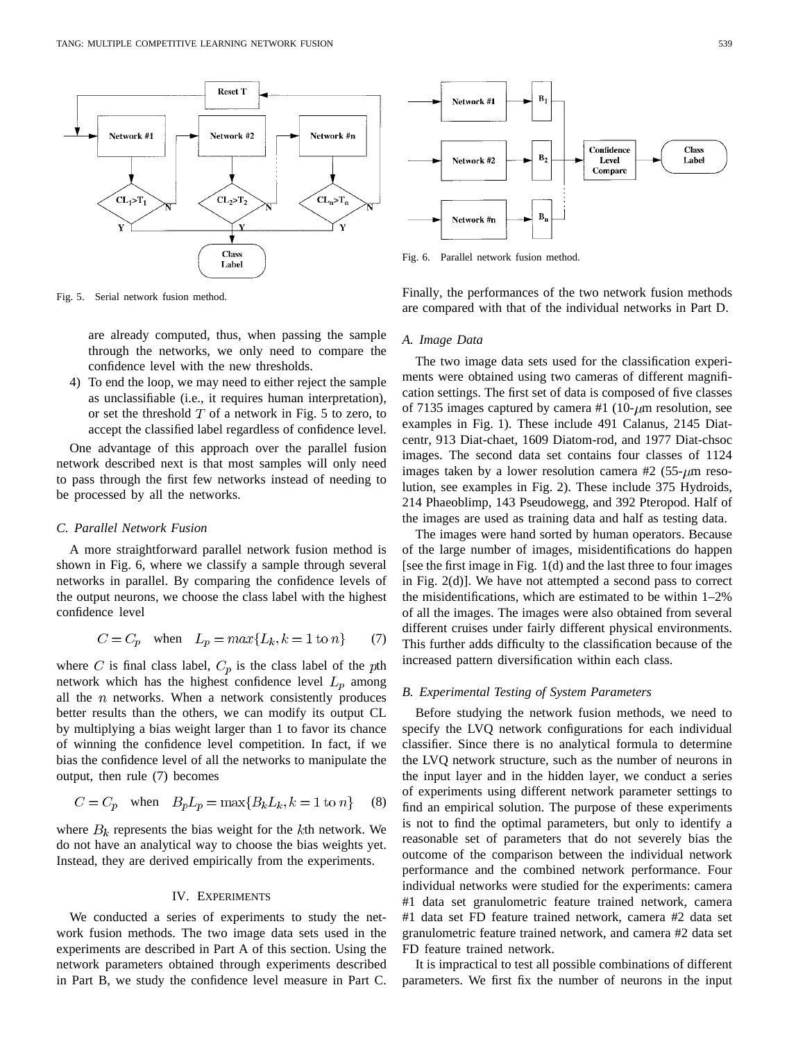Fig. 5. Serial network fusion method.

Fig. 6. Parallel network fusion method.

are already computed, thus, when passing the sample through the networks, we only need to compare the confidence level with the new thresholds.

4) To end the loop, we may need to either reject the sample as unclassifiable (i.e., it requires human interpretation), or set the threshold $T$ of a network in Fig. 5 to zero, to accept the classified label regardless of confidence level.

One advantage of this approach over the parallel fusion network described next is that most samples will only need to pass through the first few networks instead of needing to be processed by all the networks.

### C. Parallel Network Fusion

A more straightforward parallel network fusion method is shown in Fig. 6, where we classify a sample through several networks in parallel. By comparing the confidence levels of the output neurons, we choose the class label with the highest confidence level

$$C = C_p \quad \text{when} \quad L_p = max\{L_k, k = 1 \text{ to } n\} \tag{7}$$

where $C$ is final class label, $C_p$ is the class label of the $p$th network which has the highest confidence level $L_p$ among all the $n$ networks. When a network consistently produces better results than the others, we can modify its output CL by multiplying a bias weight larger than 1 to favor its chance of winning the confidence level competition. In fact, if we bias the confidence level of all the networks to manipulate the output, then rule (7) becomes

$$C = C_p \quad \text{when} \quad B_p L_p = \max\{B_k L_k, k = 1 \text{ to } n\} \tag{8}$$

where $B_k$ represents the bias weight for the $k$th network. We do not have an analytical way to choose the bias weights yet. Instead, they are derived empirically from the experiments.

## IV. Experiments

We conducted a series of experiments to study the network fusion methods. The two image data sets used in the experiments are described in Part A of this section. Using the network parameters obtained through experiments described in Part B, we study the confidence level measure in Part C. Finally, the performances of the two network fusion methods are compared with that of the individual networks in Part D.

### A. Image Data

The two image data sets used for the classification experiments were obtained using two cameras of different magnification settings. The first set of data is composed of five classes of 7135 images captured by camera #1 (10-$\mu$m resolution, see examples in Fig. 1). These include 491 Calanus, 2145 Diat-centr, 913 Diat-chaet, 1609 Diatom-rod, and 1977 Diat-chsoc images. The second data set contains four classes of 1124 images taken by a lower resolution camera #2 (55-$\mu$m resolution, see examples in Fig. 2). These include 375 Hydroids, 214 Phaeoblimp, 143 Pseudowegg, and 392 Pteropod. Half of the images are used as training data and half as testing data.

The images were hand sorted by human operators. Because of the large number of images, misidentifications do happen [see the first image in Fig. 1(d) and the last three to four images in Fig. 2(d)]. We have not attempted a second pass to correct the misidentifications, which are estimated to be within 1–2% of all the images. The images were also obtained from several different cruises under fairly different physical environments. This further adds difficulty to the classification because of the increased pattern diversification within each class.

### B. Experimental Testing of System Parameters

Before studying the network fusion methods, we need to specify the LVQ network configurations for each individual classifier. Since there is no analytical formula to determine the LVQ network structure, such as the number of neurons in the input layer and in the hidden layer, we conduct a series of experiments using different network parameter settings to find an empirical solution. The purpose of these experiments is not to find the optimal parameters, but only to identify a reasonable set of parameters that do not severely bias the outcome of the comparison between the individual network performance and the combined network performance. Four individual networks were studied for the experiments: camera #1 data set granulometric feature trained network, camera #1 data set FD feature trained network, camera #2 data set granulometric feature trained network, and camera #2 data set FD feature trained network.

It is impractical to test all possible combinations of different parameters. We first fix the number of neurons in the input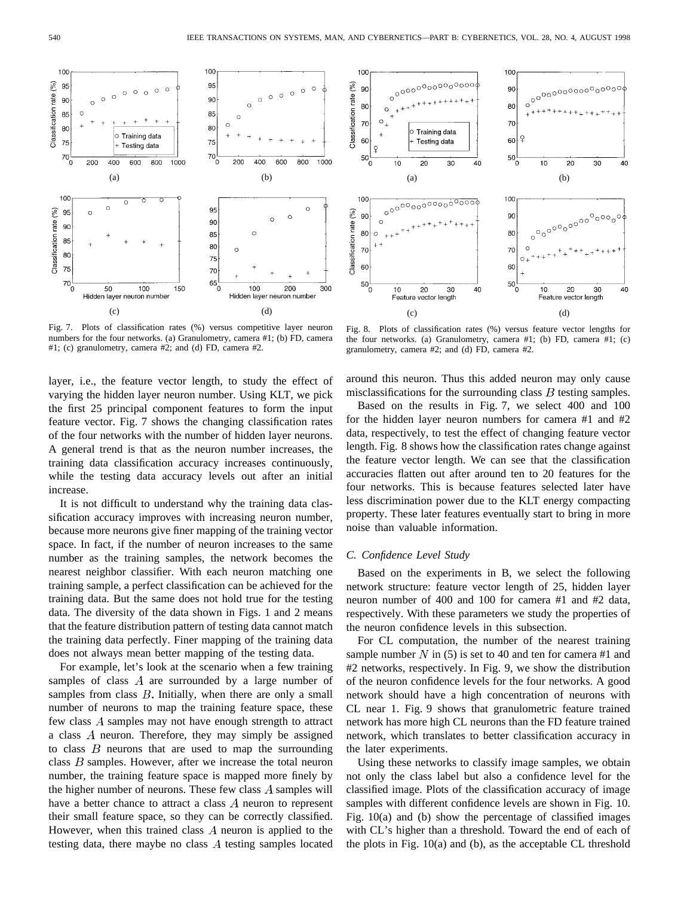Fig. 7. Plots of classification rates (%) versus competitive layer neuron numbers for the four networks. (a) Granulometry, camera #1; (b) FD, camera #1; (c) granulometry, camera #2; and (d) FD, camera #2.

Fig. 8. Plots of classification rates (%) versus feature vector lengths for the four networks. (a) Granulometry, camera #1; (b) FD, camera #1; (c) granulometry, camera #2; and (d) FD, camera #2.

layer, i.e., the feature vector length, to study the effect of varying the hidden layer neuron number. Using KLT, we pick the first 25 principal component features to form the input feature vector. Fig. 7 shows the changing classification rates of the four networks with the number of hidden layer neurons. A general trend is that as the neuron number increases, the training data classification accuracy increases continuously, while the testing data accuracy levels out after an initial increase.

It is not difficult to understand why the training data classification accuracy improves with increasing neuron number, because more neurons give finer mapping of the training vector space. In fact, if the number of neuron increases to the same number as the training samples, the network becomes the nearest neighbor classifier. With each neuron matching one training sample, a perfect classification can be achieved for the training data. But the same does not hold true for the testing data. The diversity of the data shown in Figs. 1 and 2 means that the feature distribution pattern of testing data cannot match the training data perfectly. Finer mapping of the training data does not always mean better mapping of the testing data.

For example, let's look at the scenario when a few training samples of class $A$ are surrounded by a large number of samples from class $B$. Initially, when there are only a small number of neurons to map the training feature space, these few class $A$ samples may not have enough strength to attract a class $A$ neuron. Therefore, they may simply be assigned to class $B$ neurons that are used to map the surrounding class $B$ samples. However, after we increase the total neuron number, the training feature space is mapped more finely by the higher number of neurons. These few class $A$ samples will have a better chance to attract a class $A$ neuron to represent their small feature space, so they can be correctly classified. However, when this trained class $A$ neuron is applied to the testing data, there maybe no class $A$ testing samples located around this neuron. Thus this added neuron may only cause misclassifications for the surrounding class $B$ testing samples.

Based on the results in Fig. 7, we select 400 and 100 for the hidden layer neuron numbers for camera #1 and #2 data, respectively, to test the effect of changing feature vector length. Fig. 8 shows how the classification rates change against the feature vector length. We can see that the classification accuracies flatten out after around ten to 20 features for the four networks. This is because features selected later have less discrimination power due to the KLT energy compacting property. These later features eventually start to bring in more noise than valuable information.

### C. Confidence Level Study

Based on the experiments in B, we select the following network structure: feature vector length of 25, hidden layer neuron number of 400 and 100 for camera #1 and #2 data, respectively. With these parameters we study the properties of the neuron confidence levels in this subsection.

For CL computation, the number of the nearest training sample number $N$ in (5) is set to 40 and ten for camera #1 and #2 networks, respectively. In Fig. 9, we show the distribution of the neuron confidence levels for the four networks. A good network should have a high concentration of neurons with CL near 1. Fig. 9 shows that granulometric feature trained network has more high CL neurons than the FD feature trained network, which translates to better classification accuracy in the later experiments.

Using these networks to classify image samples, we obtain not only the class label but also a confidence level for the classified image. Plots of the classification accuracy of image samples with different confidence levels are shown in Fig. 10. Fig. 10(a) and (b) show the percentage of classified images with CL's higher than a threshold. Toward the end of each of the plots in Fig. 10(a) and (b), as the acceptable CL threshold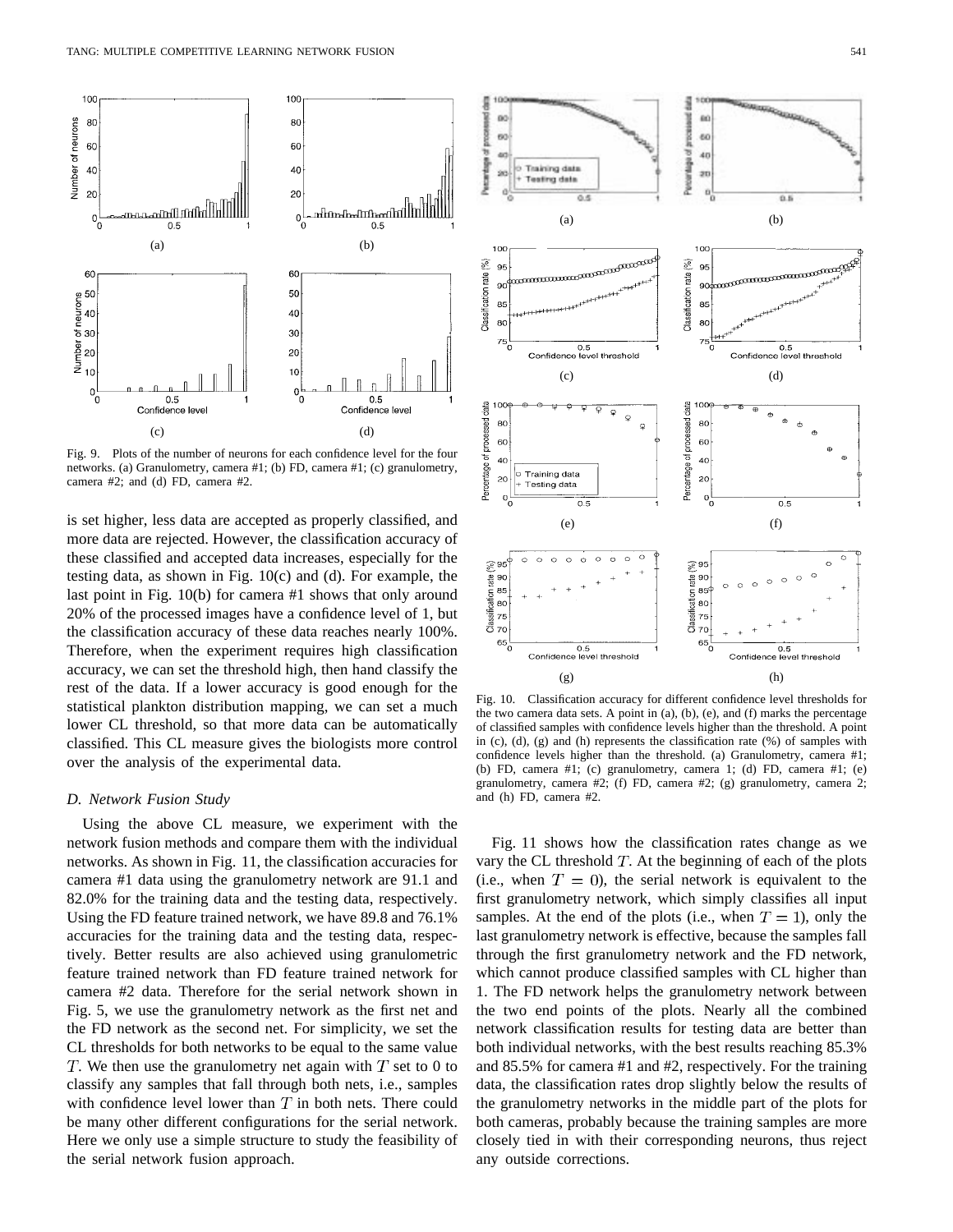Fig. 9. Plots of the number of neurons for each confidence level for the four networks. (a) Granulometry, camera #1; (b) FD, camera #1; (c) granulometry, camera #2; and (d) FD, camera #2.

is set higher, less data are accepted as properly classified, and more data are rejected. However, the classification accuracy of these classified and accepted data increases, especially for the testing data, as shown in Fig. 10(c) and (d). For example, the last point in Fig. 10(b) for camera #1 shows that only around 20% of the processed images have a confidence level of 1, but the classification accuracy of these data reaches nearly 100%. Therefore, when the experiment requires high classification accuracy, we can set the threshold high, then hand classify the rest of the data. If a lower accuracy is good enough for the statistical plankton distribution mapping, we can set a much lower CL threshold, so that more data can be automatically classified. This CL measure gives the biologists more control over the analysis of the experimental data.

### *D. Network Fusion Study*

Using the above CL measure, we experiment with the network fusion methods and compare them with the individual networks. As shown in Fig. 11, the classification accuracies for camera #1 data using the granulometry network are 91.1 and 82.0% for the training data and the testing data, respectively. Using the FD feature trained network, we have 89.8 and 76.1% accuracies for the training data and the testing data, respectively. Better results are also achieved using granulometric feature trained network than FD feature trained network for camera #2 data. Therefore for the serial network shown in Fig. 5, we use the granulometry network as the first net and the FD network as the second net. For simplicity, we set the CL thresholds for both networks to be equal to the same value $T$. We then use the granulometry net again with $T$ set to 0 to classify any samples that fall through both nets, i.e., samples with confidence level lower than $T$ in both nets. There could be many other different configurations for the serial network. Here we only use a simple structure to study the feasibility of the serial network fusion approach.

Fig. 10. Classification accuracy for different confidence level thresholds for the two camera data sets. A point in (a), (b), (e), and (f) marks the percentage of classified samples with confidence levels higher than the threshold. A point in (c), (d), (g) and (h) represents the classification rate (%) of samples with confidence levels higher than the threshold. (a) Granulometry, camera #1; (b) FD, camera #1; (c) granulometry, camera 1; (d) FD, camera #1; (e) granulometry, camera #2; (f) FD, camera #2; (g) granulometry, camera 2; and (h) FD, camera #2.

Fig. 11 shows how the classification rates change as we vary the CL threshold $T$. At the beginning of each of the plots (i.e., when $T = 0$), the serial network is equivalent to the first granulometry network, which simply classifies all input samples. At the end of the plots (i.e., when $T = 1$), only the last granulometry network is effective, because the samples fall through the first granulometry network and the FD network, which cannot produce classified samples with CL higher than 1. The FD network helps the granulometry network between the two end points of the plots. Nearly all the combined network classification results for testing data are better than both individual networks, with the best results reaching 85.3% and 85.5% for camera #1 and #2, respectively. For the training data, the classification rates drop slightly below the results of the granulometry networks in the middle part of the plots for both cameras, probably because the training samples are more closely tied in with their corresponding neurons, thus reject any outside corrections.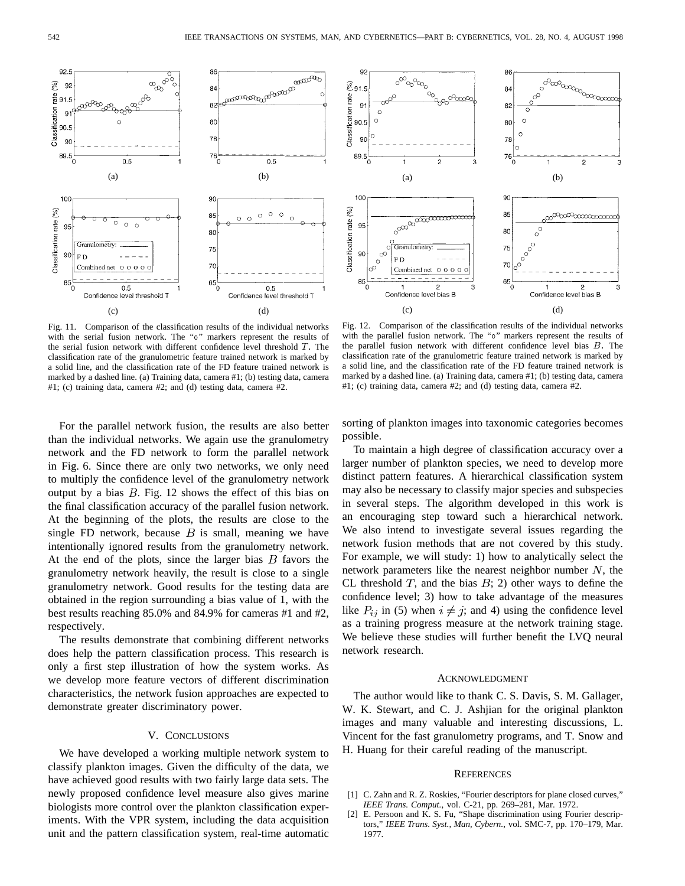Fig. 11. Comparison of the classification results of the individual networks with the serial fusion network. The "∘" markers represent the results of the serial fusion network with different confidence level threshold $T$. The classification rate of the granulometric feature trained network is marked by a solid line, and the classification rate of the FD feature trained network is marked by a dashed line. (a) Training data, camera #1; (b) testing data, camera #1; (c) training data, camera #2; and (d) testing data, camera #2.

Fig. 12. Comparison of the classification results of the individual networks with the parallel fusion network. The "∘" markers represent the results of the parallel fusion network with different confidence level bias $B$. The classification rate of the granulometric feature trained network is marked by a solid line, and the classification rate of the FD feature trained network is marked by a dashed line. (a) Training data, camera #1; (b) testing data, camera #1; (c) training data, camera #2; and (d) testing data, camera #2.

For the parallel network fusion, the results are also better than the individual networks. We again use the granulometry network and the FD network to form the parallel network in Fig. 6. Since there are only two networks, we only need to multiply the confidence level of the granulometry network output by a bias $B$. Fig. 12 shows the effect of this bias on the final classification accuracy of the parallel fusion network. At the beginning of the plots, the results are close to the single FD network, because $B$ is small, meaning we have intentionally ignored results from the granulometry network. At the end of the plots, since the larger bias $B$ favors the granulometry network heavily, the result is close to a single granulometry network. Good results for the testing data are obtained in the region surrounding a bias value of 1, with the best results reaching 85.0% and 84.9% for cameras #1 and #2, respectively.

The results demonstrate that combining different networks does help the pattern classification process. This research is only a first step illustration of how the system works. As we develop more feature vectors of different discrimination characteristics, the network fusion approaches are expected to demonstrate greater discriminatory power.

## V. Conclusions

We have developed a working multiple network system to classify plankton images. Given the difficulty of the data, we have achieved good results with two fairly large data sets. The newly proposed confidence level measure also gives marine biologists more control over the plankton classification experiments. With the VPR system, including the data acquisition unit and the pattern classification system, real-time automatic sorting of plankton images into taxonomic categories becomes possible.

To maintain a high degree of classification accuracy over a larger number of plankton species, we need to develop more distinct pattern features. A hierarchical classification system may also be necessary to classify major species and subspecies in several steps. The algorithm developed in this work is an encouraging step toward such a hierarchical network. We also intend to investigate several issues regarding the network fusion methods that are not covered by this study. For example, we will study: 1) how to analytically select the network parameters like the nearest neighbor number $N$, the CL threshold $T$, and the bias $B$; 2) other ways to define the confidence level; 3) how to take advantage of the measures like $P_{ij}$ in (5) when $i \neq j$; and 4) using the confidence level as a training progress measure at the network training stage. We believe these studies will further benefit the LVQ neural network research.

## Acknowledgment

The author would like to thank C. S. Davis, S. M. Gallager, W. K. Stewart, and C. J. Ashjian for the original plankton images and many valuable and interesting discussions, L. Vincent for the fast granulometry programs, and T. Snow and H. Huang for their careful reading of the manuscript.

## References

[1] C. Zahn and R. Z. Roskies, "Fourier descriptors for plane closed curves," *IEEE Trans. Comput.*, vol. C-21, pp. 269–281, Mar. 1972.

[2] E. Persoon and K. S. Fu, "Shape discrimination using Fourier descriptors," *IEEE Trans. Syst., Man, Cybern.*, vol. SMC-7, pp. 170–179, Mar. 1977.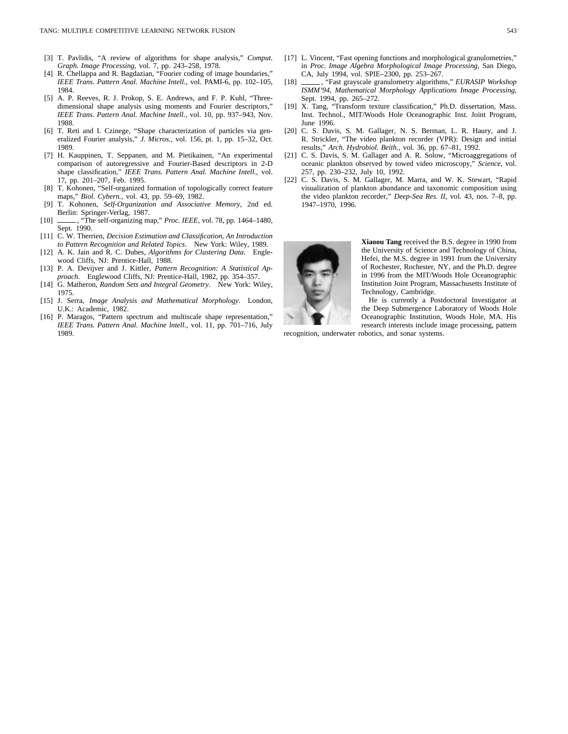[3] T. Pavlidis, "A review of algorithms for shape analysis," *Comput. Graph. Image Processing*, vol. 7, pp. 243–258, 1978.

[4] R. Chellappa and R. Bagdazian, "Fourier coding of image boundaries," *IEEE Trans. Pattern Anal. Machine Intell.*, vol. PAMI-6, pp. 102–105, 1984.

[5] A. P. Reeves, R. J. Prokop, S. E. Andrews, and F. P. Kuhl, "Three-dimensional shape analysis using moments and Fourier descriptors," *IEEE Trans. Pattern Anal. Machine Intell.*, vol. 10, pp. 937–943, Nov. 1988.

[6] T. Reti and I. Czinege, "Shape characterization of particles via generalized Fourier analysis," *J. Micros.*, vol. 156, pt. 1, pp. 15–32, Oct. 1989.

[7] H. Kauppinen, T. Seppanen, and M. Pietikainen, "An experimental comparison of autoregressive and Fourier-Based descriptors in 2-D shape classification," *IEEE Trans. Pattern Anal. Machine Intell.*, vol. 17, pp. 201–207, Feb. 1995.

[8] T. Kohonen, "Self-organized formation of topologically correct feature maps," *Biol. Cybern.*, vol. 43, pp. 59–69, 1982.

[9] T. Kohonen, *Self-Organization and Associative Memory*, 2nd ed. Berlin: Springer-Verlag, 1987.

[10] ——, "The self-organizing map," *Proc. IEEE*, vol. 78, pp. 1464–1480, Sept. 1990.

[11] C. W. Therrien, *Decision Estimation and Classification, An Introduction to Pattern Recognition and Related Topics*. New York: Wiley, 1989.

[12] A. K. Jain and R. C. Dubes, *Algorithms for Clustering Data*. Englewood Cliffs, NJ: Prentice-Hall, 1988.

[13] P. A. Devijver and J. Kittler, *Pattern Recognition: A Statistical Approach*. Englewood Cliffs, NJ: Prentice-Hall, 1982, pp. 354–357.

[14] G. Matheron, *Random Sets and Integral Geometry*. New York: Wiley, 1975.

[15] J. Serra, *Image Analysis and Mathematical Morphology*. London, U.K.: Academic, 1982.

[16] P. Maragos, "Pattern spectrum and multiscale shape representation," *IEEE Trans. Pattern Anal. Machine lntell.*, vol. 11, pp. 701–716, July 1989.

[17] L. Vincent, "Fast opening functions and morphological granulometries," in *Proc. Image Algebra Morphological Image Processing*, San Diego, CA, July 1994, vol. SPIE–2300, pp. 253–267.

[18] ——, "Fast grayscale granulometry algorithms," *EURASIP Workshop ISMM'94, Mathematical Morphology Applications Image Processing*, Sept. 1994, pp. 265–272.

[19] X. Tang, "Transform texture classification," Ph.D. dissertation, Mass. Inst. Technol., MIT/Woods Hole Oceanographic Inst. Joint Program, June 1996.

[20] C. S. Davis, S. M. Gallager, N. S. Berman, L. R. Haury, and J. R. Strickler, "The video plankton recorder (VPR): Design and initial results," *Arch. Hydrobiol. Beith.*, vol. 36, pp. 67–81, 1992.

[21] C. S. Davis, S. M. Gallager and A. R. Solow, "Microaggregations of oceanic plankton observed by towed video microscopy," *Science*, vol. 257, pp. 230–232, July 10, 1992.

[22] C. S. Davis, S. M. Gallager, M. Marra, and W. K. Stewart, "Rapid visualization of plankton abundance and taxonomic composition using the video plankton recorder," *Deep-Sea Res. II*, vol. 43, nos. 7–8, pp. 1947–1970, 1996.

**Xiaoou Tang** received the B.S. degree in 1990 from the University of Science and Technology of China, Hefei, the M.S. degree in 1991 from the University of Rochester, Rochester, NY, and the Ph.D. degree in 1996 from the MIT/Woods Hole Oceanographic Institution Joint Program, Massachusetts Institute of Technology, Cambridge.

He is currently a Postdoctoral Investigator at the Deep Submergence Laboratory of Woods Hole Oceanographic Institution, Woods Hole, MA. His research interests include image processing, pattern recognition, underwater robotics, and sonar systems.